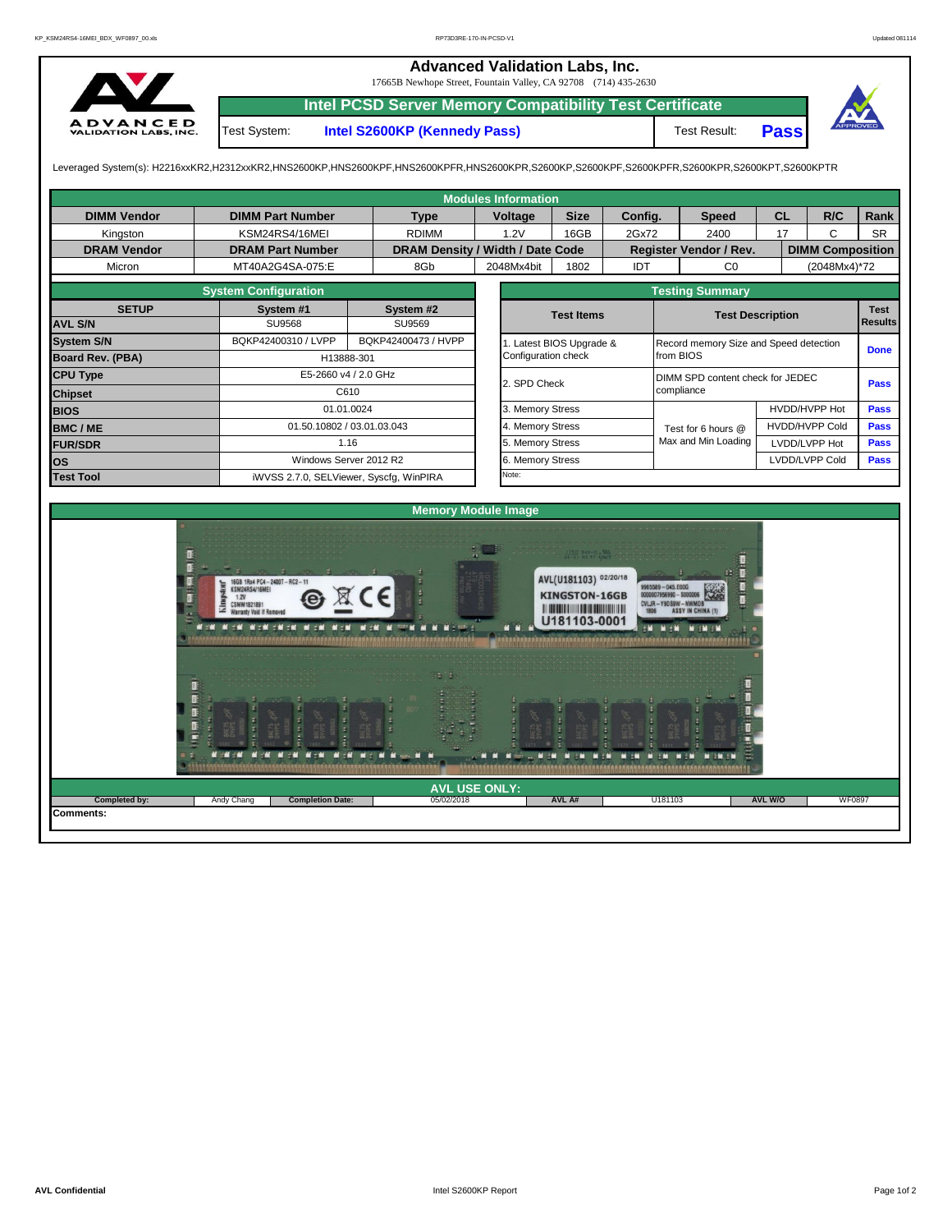# Advanced Validation Labs, Inc.

17665B Newhope Street, Fountain Valley, CA 92708 (714) 435-2630

## Intel PCSD Server Memory Compatibility Test Certificate

Test System: **Intel S2600KP (Kennedy Pass)** Test Result: **Pass**

Leveraged System(s): H2216xxKR2,H2312xxKR2,HNS2600KP,HNS2600KPF,HNS2600KPFR,HNS2600KPR,S2600KP,S2600KPF,S2600KPFR,S2600KPR,S2600KPT,S2600KPTR

### Modules Information

| DIMM Vendor | DIMM Part Number | Type | Voltage | Size | Config. | Speed | CL | R/C | Rank |
|---|---|---|---|---|---|---|---|---|---|
| Kingston | KSM24RS4/16MEI | RDIMM | 1.2V | 16GB | 2Gx72 | 2400 | 17 | C | SR |
| **DRAM Vendor** | **DRAM Part Number** | **DRAM Density / Width / Date Code** | | | **Register Vendor / Rev.** | | **DIMM Composition** | | |
| Micron | MT40A2G4SA-075:E | 8Gb | 2048Mx4bit | 1802 | IDT | C0 | (2048Mx4)*72 | | |

### System Configuration

| SETUP | System #1 | System #2 |
|---|---|---|
| AVL S/N | SU9568 | SU9569 |
| System S/N | BQKP42400310 / LVPP | BQKP42400473 / HVPP |
| Board Rev. (PBA) | H13888-301 | |
| CPU Type | E5-2660 v4 / 2.0 GHz | |
| Chipset | C610 | |
| BIOS | 01.01.0024 | |
| BMC / ME | 01.50.10802 / 03.01.03.043 | |
| FUR/SDR | 1.16 | |
| OS | Windows Server 2012 R2 | |
| Test Tool | iWVSS 2.7.0, SELViewer, Syscfg, WinPIRA | |

### Testing Summary

| Test Items | Test Description | | Test Results |
|---|---|---|---|
| 1. Latest BIOS Upgrade & Configuration check | Record memory Size and Speed detection from BIOS | | Done |
| 2. SPD Check | DIMM SPD content check for JEDEC compliance | | Pass |
| 3. Memory Stress | Test for 6 hours @ Max and Min Loading | HVDD/HVPP Hot | Pass |
| 4. Memory Stress | | HVDD/HVPP Cold | Pass |
| 5. Memory Stress | | LVDD/LVPP Hot | Pass |
| 6. Memory Stress | | LVDD/LVPP Cold | Pass |
| Note: | | | |

### Memory Module Image

### AVL USE ONLY:

| Completed by: | Andy Chang | Completion Date: | 05/02/2018 | AVL A#: | U181103 | AVL W/O | WF0897 |
|---|---|---|---|---|---|---|---|

**Comments:**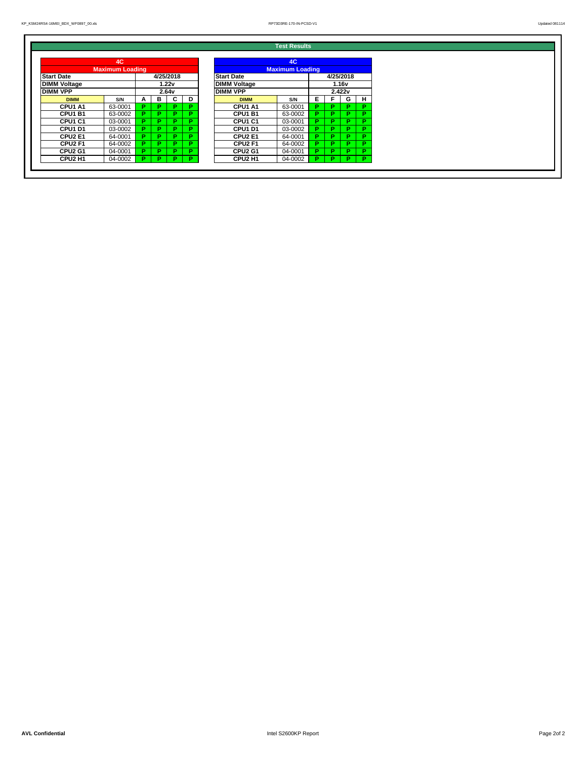## Test Results

| 4C Maximum Loading | | | | | |
|---|---|---|---|---|---|
| Start Date | | 4/25/2018 | | | |
| DIMM Voltage | | 1.22v | | | |
| DIMM VPP | | 2.64v | | | |
| DIMM | S/N | A | B | C | D |
| CPU1 A1 | 63-0001 | P | P | P | P |
| CPU1 B1 | 63-0002 | P | P | P | P |
| CPU1 C1 | 03-0001 | P | P | P | P |
| CPU1 D1 | 03-0002 | P | P | P | P |
| CPU2 E1 | 64-0001 | P | P | P | P |
| CPU2 F1 | 64-0002 | P | P | P | P |
| CPU2 G1 | 04-0001 | P | P | P | P |
| CPU2 H1 | 04-0002 | P | P | P | P |

| 4C Maximum Loading | | | | | |
|---|---|---|---|---|---|
| Start Date | | 4/25/2018 | | | |
| DIMM Voltage | | 1.16v | | | |
| DIMM VPP | | 2.422v | | | |
| DIMM | S/N | E | F | G | H |
| CPU1 A1 | 63-0001 | P | P | P | P |
| CPU1 B1 | 63-0002 | P | P | P | P |
| CPU1 C1 | 03-0001 | P | P | P | P |
| CPU1 D1 | 03-0002 | P | P | P | P |
| CPU2 E1 | 64-0001 | P | P | P | P |
| CPU2 F1 | 64-0002 | P | P | P | P |
| CPU2 G1 | 04-0001 | P | P | P | P |
| CPU2 H1 | 04-0002 | P | P | P | P |